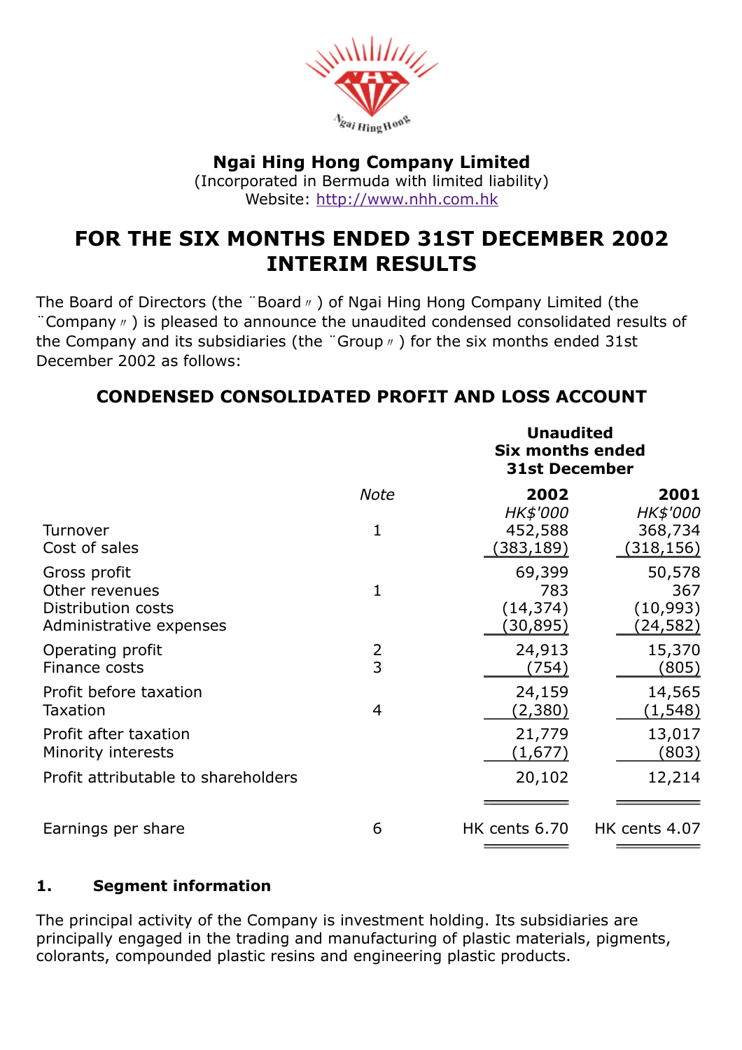# Ngai Hing Hong Company Limited

(Incorporated in Bermuda with limited liability)
Website: http://www.nhh.com.hk

# FOR THE SIX MONTHS ENDED 31ST DECEMBER 2002 INTERIM RESULTS

The Board of Directors (the "Board") of Ngai Hing Hong Company Limited (the "Company") is pleased to announce the unaudited condensed consolidated results of the Company and its subsidiaries (the "Group") for the six months ended 31st December 2002 as follows:

## CONDENSED CONSOLIDATED PROFIT AND LOSS ACCOUNT

| | *Note* | **Unaudited Six months ended 31st December 2002** *HK$'000* | **2001** *HK$'000* |
|---|---|---|---|
| Turnover | 1 | 452,588 | 368,734 |
| Cost of sales | | (383,189) | (318,156) |
| Gross profit | | 69,399 | 50,578 |
| Other revenues | 1 | 783 | 367 |
| Distribution costs | | (14,374) | (10,993) |
| Administrative expenses | | (30,895) | (24,582) |
| Operating profit | 2 | 24,913 | 15,370 |
| Finance costs | 3 | (754) | (805) |
| Profit before taxation | | 24,159 | 14,565 |
| Taxation | 4 | (2,380) | (1,548) |
| Profit after taxation | | 21,779 | 13,017 |
| Minority interests | | (1,677) | (803) |
| Profit attributable to shareholders | | 20,102 | 12,214 |
| Earnings per share | 6 | HK cents 6.70 | HK cents 4.07 |

### 1. Segment information

The principal activity of the Company is investment holding. Its subsidiaries are principally engaged in the trading and manufacturing of plastic materials, pigments, colorants, compounded plastic resins and engineering plastic products.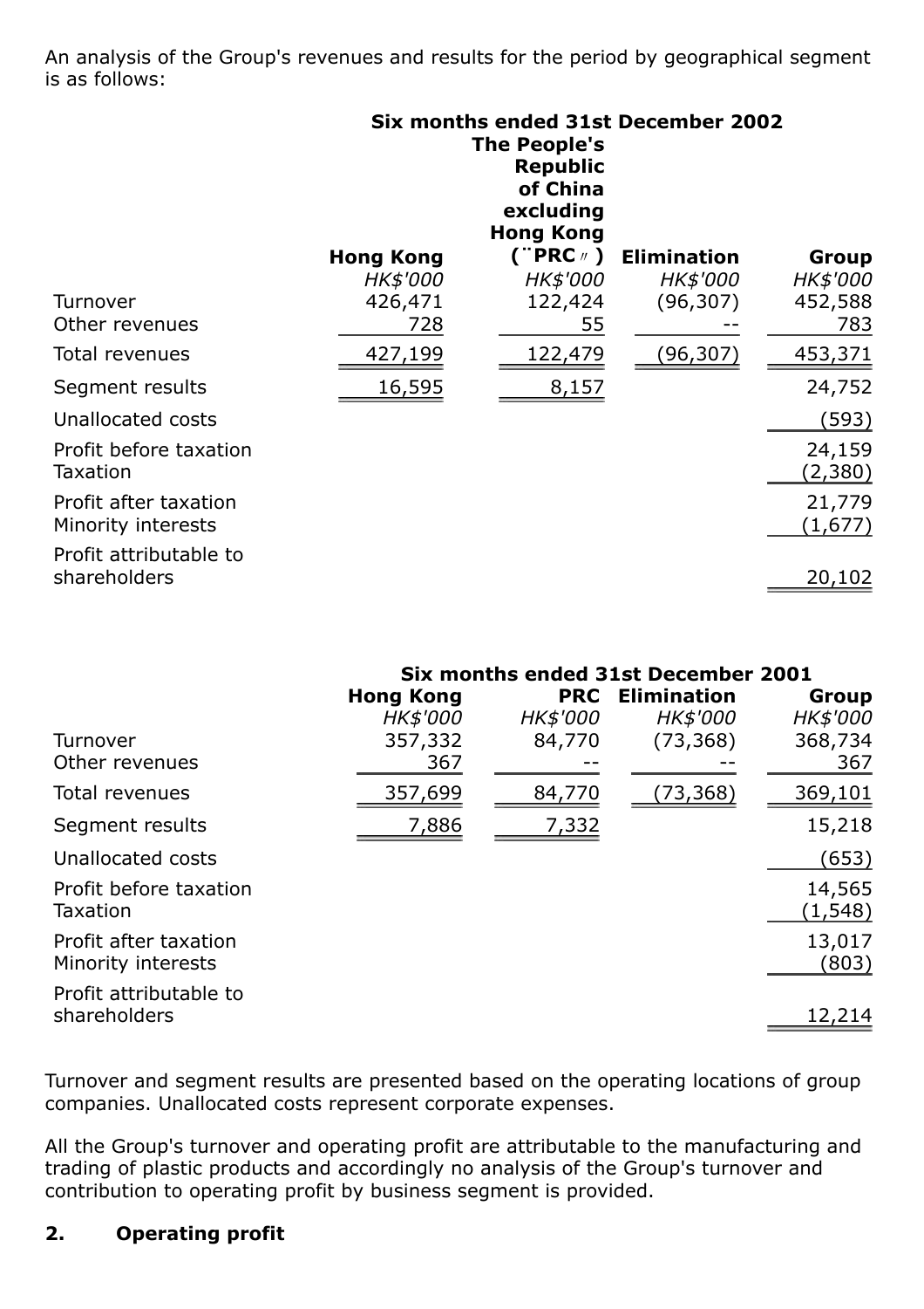An analysis of the Group's revenues and results for the period by geographical segment is as follows:

| | Six months ended 31st December 2002 | | | |
|---|---|---|---|---|
| | Hong Kong | The People's Republic of China excluding Hong Kong ("PRC") | Elimination | Group |
| | *HK$'000* | *HK$'000* | *HK$'000* | *HK$'000* |
| Turnover | 426,471 | 122,424 | (96,307) | 452,588 |
| Other revenues | 728 | 55 | -- | 783 |
| Total revenues | 427,199 | 122,479 | (96,307) | 453,371 |
| Segment results | 16,595 | 8,157 | | 24,752 |
| Unallocated costs | | | | (593) |
| Profit before taxation | | | | 24,159 |
| Taxation | | | | (2,380) |
| Profit after taxation | | | | 21,779 |
| Minority interests | | | | (1,677) |
| Profit attributable to shareholders | | | | 20,102 |

| | Six months ended 31st December 2001 | | | |
|---|---|---|---|---|
| | Hong Kong | PRC | Elimination | Group |
| | *HK$'000* | *HK$'000* | *HK$'000* | *HK$'000* |
| Turnover | 357,332 | 84,770 | (73,368) | 368,734 |
| Other revenues | 367 | -- | -- | 367 |
| Total revenues | 357,699 | 84,770 | (73,368) | 369,101 |
| Segment results | 7,886 | 7,332 | | 15,218 |
| Unallocated costs | | | | (653) |
| Profit before taxation | | | | 14,565 |
| Taxation | | | | (1,548) |
| Profit after taxation | | | | 13,017 |
| Minority interests | | | | (803) |
| Profit attributable to shareholders | | | | 12,214 |

Turnover and segment results are presented based on the operating locations of group companies. Unallocated costs represent corporate expenses.

All the Group's turnover and operating profit are attributable to the manufacturing and trading of plastic products and accordingly no analysis of the Group's turnover and contribution to operating profit by business segment is provided.

**2. Operating profit**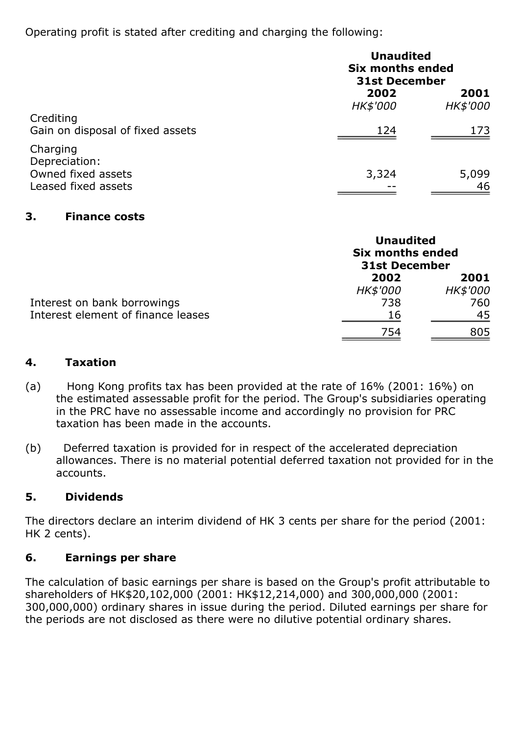Operating profit is stated after crediting and charging the following:

| | Unaudited | |
|---|---|---|
| | Six months ended 31st December | |
| | 2002 | 2001 |
| | *HK$'000* | *HK$'000* |
| Crediting | | |
| Gain on disposal of fixed assets | 124 | 173 |
| Charging | | |
| Depreciation: | | |
| Owned fixed assets | 3,324 | 5,099 |
| Leased fixed assets | -- | 46 |

### 3. Finance costs

| | Unaudited | |
|---|---|---|
| | Six months ended 31st December | |
| | 2002 | 2001 |
| | *HK$'000* | *HK$'000* |
| Interest on bank borrowings | 738 | 760 |
| Interest element of finance leases | 16 | 45 |
| | 754 | 805 |

### 4. Taxation

(a) Hong Kong profits tax has been provided at the rate of 16% (2001: 16%) on the estimated assessable profit for the period. The Group's subsidiaries operating in the PRC have no assessable income and accordingly no provision for PRC taxation has been made in the accounts.

(b) Deferred taxation is provided for in respect of the accelerated depreciation allowances. There is no material potential deferred taxation not provided for in the accounts.

### 5. Dividends

The directors declare an interim dividend of HK 3 cents per share for the period (2001: HK 2 cents).

### 6. Earnings per share

The calculation of basic earnings per share is based on the Group's profit attributable to shareholders of HK$20,102,000 (2001: HK$12,214,000) and 300,000,000 (2001: 300,000,000) ordinary shares in issue during the period. Diluted earnings per share for the periods are not disclosed as there were no dilutive potential ordinary shares.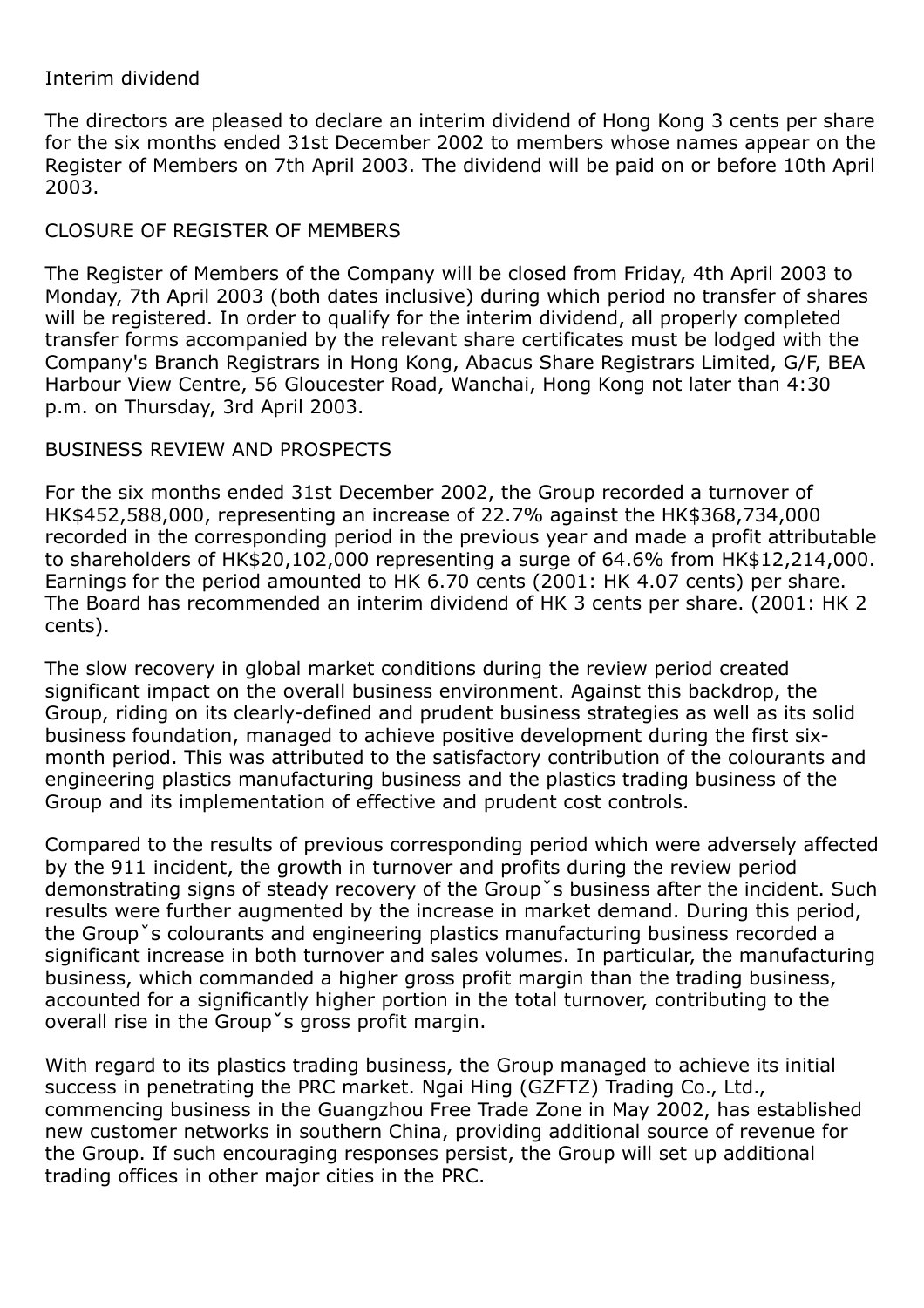Interim dividend

The directors are pleased to declare an interim dividend of Hong Kong 3 cents per share for the six months ended 31st December 2002 to members whose names appear on the Register of Members on 7th April 2003. The dividend will be paid on or before 10th April 2003.

CLOSURE OF REGISTER OF MEMBERS

The Register of Members of the Company will be closed from Friday, 4th April 2003 to Monday, 7th April 2003 (both dates inclusive) during which period no transfer of shares will be registered. In order to qualify for the interim dividend, all properly completed transfer forms accompanied by the relevant share certificates must be lodged with the Company's Branch Registrars in Hong Kong, Abacus Share Registrars Limited, G/F, BEA Harbour View Centre, 56 Gloucester Road, Wanchai, Hong Kong not later than 4:30 p.m. on Thursday, 3rd April 2003.

BUSINESS REVIEW AND PROSPECTS

For the six months ended 31st December 2002, the Group recorded a turnover of HK$452,588,000, representing an increase of 22.7% against the HK$368,734,000 recorded in the corresponding period in the previous year and made a profit attributable to shareholders of HK$20,102,000 representing a surge of 64.6% from HK$12,214,000. Earnings for the period amounted to HK 6.70 cents (2001: HK 4.07 cents) per share. The Board has recommended an interim dividend of HK 3 cents per share. (2001: HK 2 cents).

The slow recovery in global market conditions during the review period created significant impact on the overall business environment. Against this backdrop, the Group, riding on its clearly-defined and prudent business strategies as well as its solid business foundation, managed to achieve positive development during the first six-month period. This was attributed to the satisfactory contribution of the colourants and engineering plastics manufacturing business and the plastics trading business of the Group and its implementation of effective and prudent cost controls.

Compared to the results of previous corresponding period which were adversely affected by the 911 incident, the growth in turnover and profits during the review period demonstrating signs of steady recovery of the Groupˇs business after the incident. Such results were further augmented by the increase in market demand. During this period, the Groupˇs colourants and engineering plastics manufacturing business recorded a significant increase in both turnover and sales volumes. In particular, the manufacturing business, which commanded a higher gross profit margin than the trading business, accounted for a significantly higher portion in the total turnover, contributing to the overall rise in the Groupˇs gross profit margin.

With regard to its plastics trading business, the Group managed to achieve its initial success in penetrating the PRC market. Ngai Hing (GZFTZ) Trading Co., Ltd., commencing business in the Guangzhou Free Trade Zone in May 2002, has established new customer networks in southern China, providing additional source of revenue for the Group. If such encouraging responses persist, the Group will set up additional trading offices in other major cities in the PRC.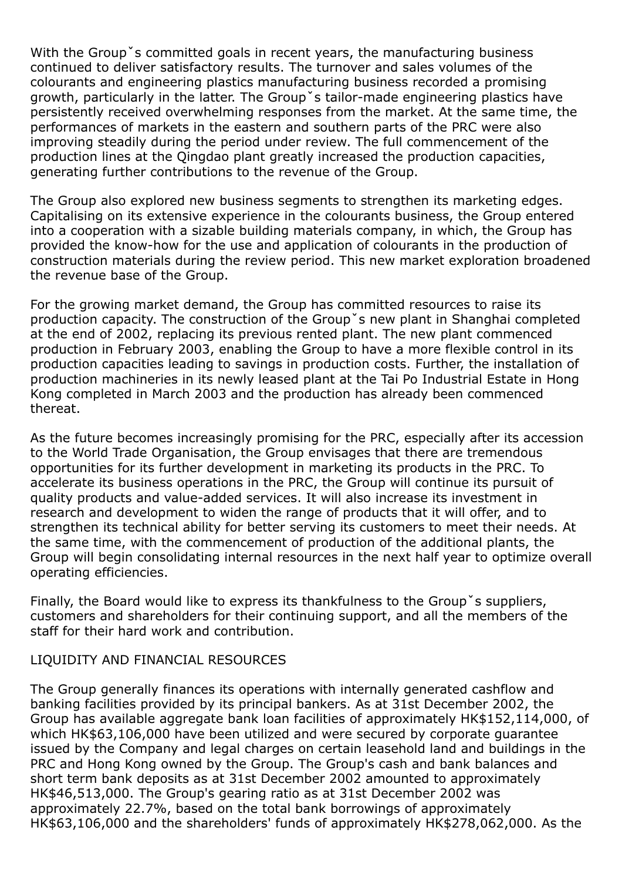With the Groupˇs committed goals in recent years, the manufacturing business continued to deliver satisfactory results. The turnover and sales volumes of the colourants and engineering plastics manufacturing business recorded a promising growth, particularly in the latter. The Groupˇs tailor-made engineering plastics have persistently received overwhelming responses from the market. At the same time, the performances of markets in the eastern and southern parts of the PRC were also improving steadily during the period under review. The full commencement of the production lines at the Qingdao plant greatly increased the production capacities, generating further contributions to the revenue of the Group.

The Group also explored new business segments to strengthen its marketing edges. Capitalising on its extensive experience in the colourants business, the Group entered into a cooperation with a sizable building materials company, in which, the Group has provided the know-how for the use and application of colourants in the production of construction materials during the review period. This new market exploration broadened the revenue base of the Group.

For the growing market demand, the Group has committed resources to raise its production capacity. The construction of the Groupˇs new plant in Shanghai completed at the end of 2002, replacing its previous rented plant. The new plant commenced production in February 2003, enabling the Group to have a more flexible control in its production capacities leading to savings in production costs. Further, the installation of production machineries in its newly leased plant at the Tai Po Industrial Estate in Hong Kong completed in March 2003 and the production has already been commenced thereat.

As the future becomes increasingly promising for the PRC, especially after its accession to the World Trade Organisation, the Group envisages that there are tremendous opportunities for its further development in marketing its products in the PRC. To accelerate its business operations in the PRC, the Group will continue its pursuit of quality products and value-added services. It will also increase its investment in research and development to widen the range of products that it will offer, and to strengthen its technical ability for better serving its customers to meet their needs. At the same time, with the commencement of production of the additional plants, the Group will begin consolidating internal resources in the next half year to optimize overall operating efficiencies.

Finally, the Board would like to express its thankfulness to the Groupˇs suppliers, customers and shareholders for their continuing support, and all the members of the staff for their hard work and contribution.

## LIQUIDITY AND FINANCIAL RESOURCES

The Group generally finances its operations with internally generated cashflow and banking facilities provided by its principal bankers. As at 31st December 2002, the Group has available aggregate bank loan facilities of approximately HK$152,114,000, of which HK$63,106,000 have been utilized and were secured by corporate guarantee issued by the Company and legal charges on certain leasehold land and buildings in the PRC and Hong Kong owned by the Group. The Group's cash and bank balances and short term bank deposits as at 31st December 2002 amounted to approximately HK$46,513,000. The Group's gearing ratio as at 31st December 2002 was approximately 22.7%, based on the total bank borrowings of approximately HK$63,106,000 and the shareholders' funds of approximately HK$278,062,000. As the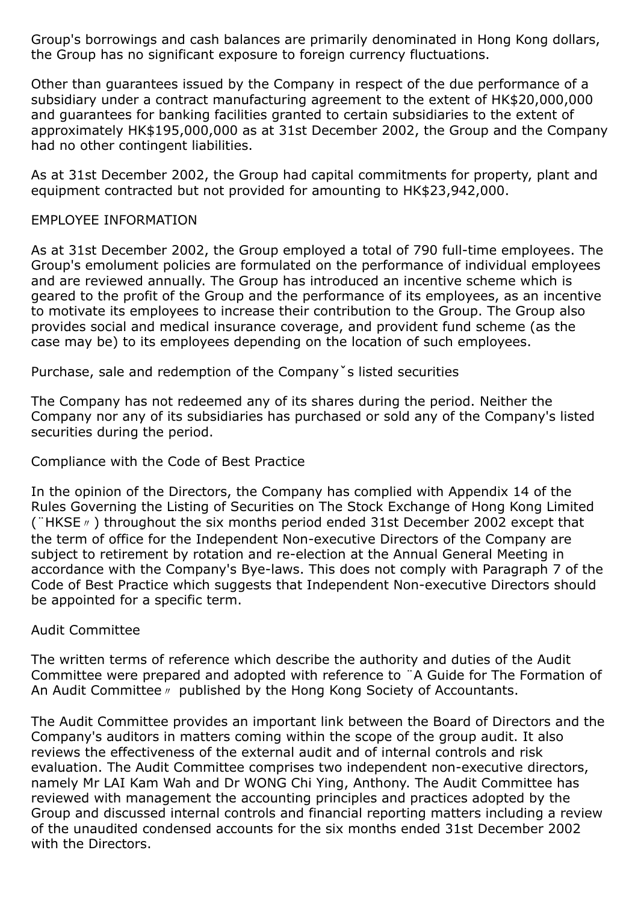Group's borrowings and cash balances are primarily denominated in Hong Kong dollars, the Group has no significant exposure to foreign currency fluctuations.

Other than guarantees issued by the Company in respect of the due performance of a subsidiary under a contract manufacturing agreement to the extent of HK$20,000,000 and guarantees for banking facilities granted to certain subsidiaries to the extent of approximately HK$195,000,000 as at 31st December 2002, the Group and the Company had no other contingent liabilities.

As at 31st December 2002, the Group had capital commitments for property, plant and equipment contracted but not provided for amounting to HK$23,942,000.

## EMPLOYEE INFORMATION

As at 31st December 2002, the Group employed a total of 790 full-time employees. The Group's emolument policies are formulated on the performance of individual employees and are reviewed annually. The Group has introduced an incentive scheme which is geared to the profit of the Group and the performance of its employees, as an incentive to motivate its employees to increase their contribution to the Group. The Group also provides social and medical insurance coverage, and provident fund scheme (as the case may be) to its employees depending on the location of such employees.

## Purchase, sale and redemption of the Companyˇs listed securities

The Company has not redeemed any of its shares during the period. Neither the Company nor any of its subsidiaries has purchased or sold any of the Company's listed securities during the period.

## Compliance with the Code of Best Practice

In the opinion of the Directors, the Company has complied with Appendix 14 of the Rules Governing the Listing of Securities on The Stock Exchange of Hong Kong Limited (¨HKSE〃) throughout the six months period ended 31st December 2002 except that the term of office for the Independent Non-executive Directors of the Company are subject to retirement by rotation and re-election at the Annual General Meeting in accordance with the Company's Bye-laws. This does not comply with Paragraph 7 of the Code of Best Practice which suggests that Independent Non-executive Directors should be appointed for a specific term.

## Audit Committee

The written terms of reference which describe the authority and duties of the Audit Committee were prepared and adopted with reference to ¨A Guide for The Formation of An Audit Committee〃 published by the Hong Kong Society of Accountants.

The Audit Committee provides an important link between the Board of Directors and the Company's auditors in matters coming within the scope of the group audit. It also reviews the effectiveness of the external audit and of internal controls and risk evaluation. The Audit Committee comprises two independent non-executive directors, namely Mr LAI Kam Wah and Dr WONG Chi Ying, Anthony. The Audit Committee has reviewed with management the accounting principles and practices adopted by the Group and discussed internal controls and financial reporting matters including a review of the unaudited condensed accounts for the six months ended 31st December 2002 with the Directors.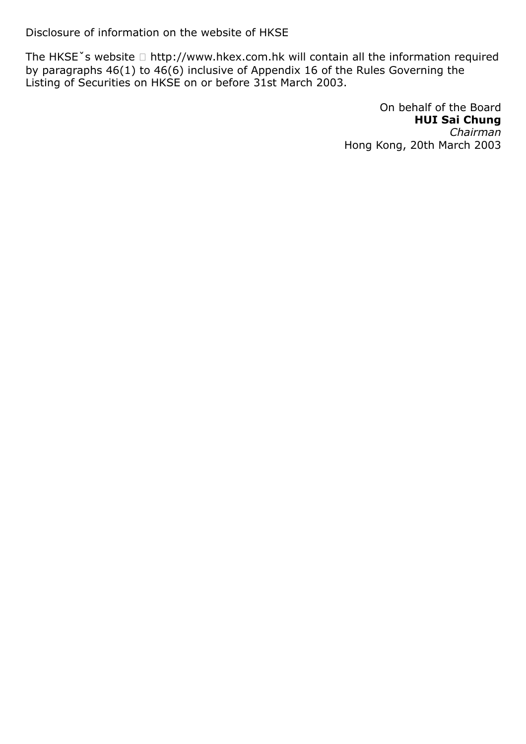Disclosure of information on the website of HKSE

The HKSEˇs website  http://www.hkex.com.hk will contain all the information required by paragraphs 46(1) to 46(6) inclusive of Appendix 16 of the Rules Governing the Listing of Securities on HKSE on or before 31st March 2003.

On behalf of the Board
**HUI Sai Chung**
*Chairman*
Hong Kong, 20th March 2003